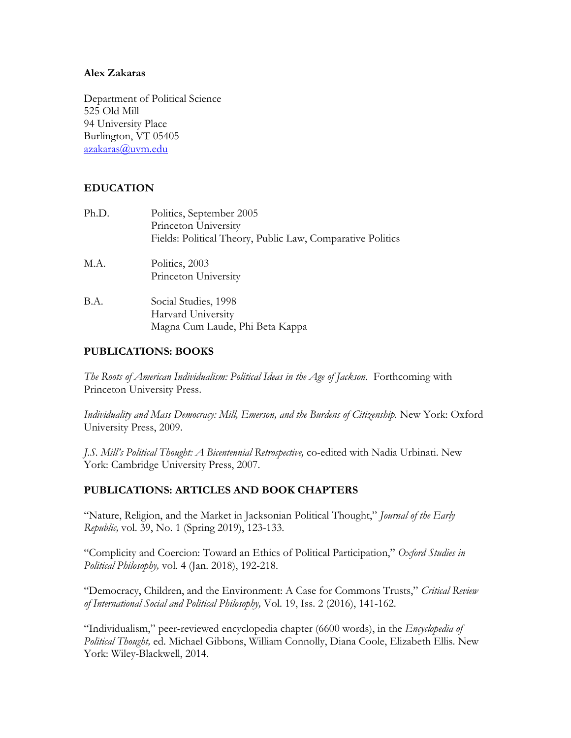**Alex Zakaras**

Department of Political Science
525 Old Mill
94 University Place
Burlington, VT 05405
azakaras@uvm.edu

---

## EDUCATION

| | |
|---|---|
| Ph.D. | Politics, September 2005<br>Princeton University<br>Fields: Political Theory, Public Law, Comparative Politics |
| M.A. | Politics, 2003<br>Princeton University |
| B.A. | Social Studies, 1998<br>Harvard University<br>Magna Cum Laude, Phi Beta Kappa |

## PUBLICATIONS: BOOKS

*The Roots of American Individualism: Political Ideas in the Age of Jackson.* Forthcoming with Princeton University Press.

*Individuality and Mass Democracy: Mill, Emerson, and the Burdens of Citizenship.* New York: Oxford University Press, 2009.

*J.S. Mill's Political Thought: A Bicentennial Retrospective,* co-edited with Nadia Urbinati. New York: Cambridge University Press, 2007.

## PUBLICATIONS: ARTICLES AND BOOK CHAPTERS

"Nature, Religion, and the Market in Jacksonian Political Thought," *Journal of the Early Republic,* vol. 39, No. 1 (Spring 2019), 123-133.

"Complicity and Coercion: Toward an Ethics of Political Participation," *Oxford Studies in Political Philosophy,* vol. 4 (Jan. 2018), 192-218.

"Democracy, Children, and the Environment: A Case for Commons Trusts," *Critical Review of International Social and Political Philosophy,* Vol. 19, Iss. 2 (2016), 141-162.

"Individualism," peer-reviewed encyclopedia chapter (6600 words), in the *Encyclopedia of Political Thought,* ed. Michael Gibbons, William Connolly, Diana Coole, Elizabeth Ellis. New York: Wiley-Blackwell, 2014.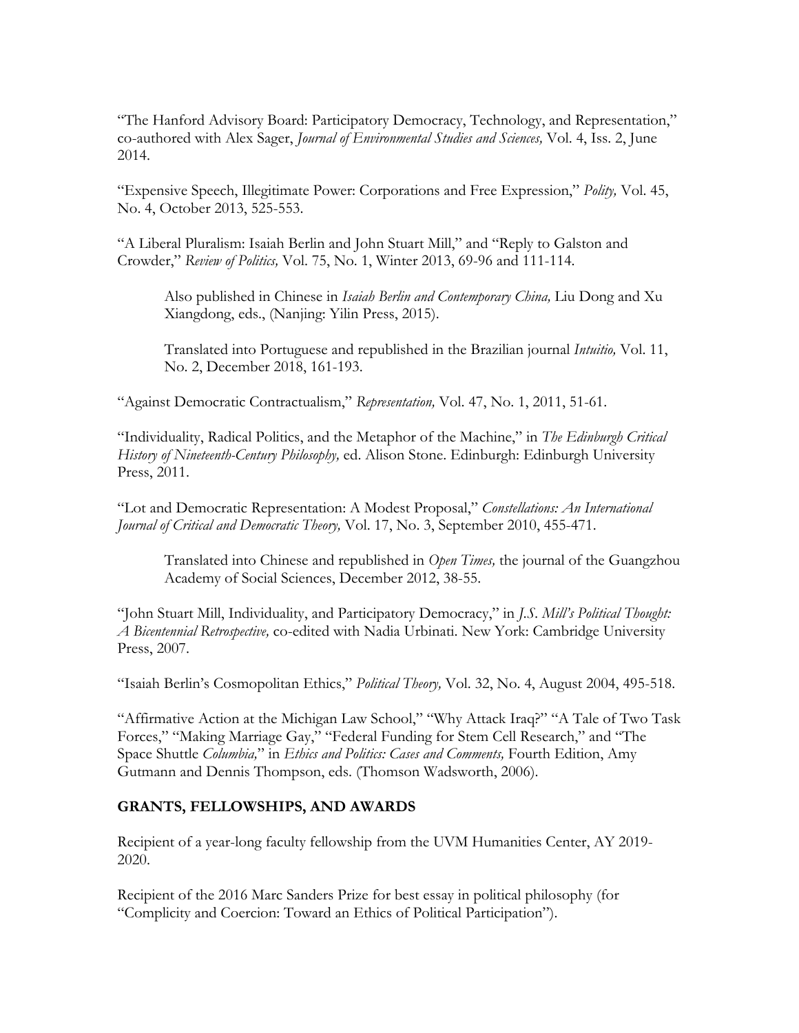"The Hanford Advisory Board: Participatory Democracy, Technology, and Representation," co-authored with Alex Sager, *Journal of Environmental Studies and Sciences,* Vol. 4, Iss. 2, June 2014.

"Expensive Speech, Illegitimate Power: Corporations and Free Expression," *Polity,* Vol. 45, No. 4, October 2013, 525-553.

"A Liberal Pluralism: Isaiah Berlin and John Stuart Mill," and "Reply to Galston and Crowder," *Review of Politics,* Vol. 75, No. 1, Winter 2013, 69-96 and 111-114.

> Also published in Chinese in *Isaiah Berlin and Contemporary China,* Liu Dong and Xu Xiangdong, eds., (Nanjing: Yilin Press, 2015).
>
> Translated into Portuguese and republished in the Brazilian journal *Intuitio,* Vol. 11, No. 2, December 2018, 161-193.

"Against Democratic Contractualism," *Representation,* Vol. 47, No. 1, 2011, 51-61.

"Individuality, Radical Politics, and the Metaphor of the Machine," in *The Edinburgh Critical History of Nineteenth-Century Philosophy,* ed. Alison Stone. Edinburgh: Edinburgh University Press, 2011.

"Lot and Democratic Representation: A Modest Proposal," *Constellations: An International Journal of Critical and Democratic Theory,* Vol. 17, No. 3, September 2010, 455-471.

> Translated into Chinese and republished in *Open Times,* the journal of the Guangzhou Academy of Social Sciences, December 2012, 38-55.

"John Stuart Mill, Individuality, and Participatory Democracy," in *J.S. Mill's Political Thought: A Bicentennial Retrospective,* co-edited with Nadia Urbinati. New York: Cambridge University Press, 2007.

"Isaiah Berlin's Cosmopolitan Ethics," *Political Theory,* Vol. 32, No. 4, August 2004, 495-518.

"Affirmative Action at the Michigan Law School," "Why Attack Iraq?" "A Tale of Two Task Forces," "Making Marriage Gay," "Federal Funding for Stem Cell Research," and "The Space Shuttle *Columbia,*" in *Ethics and Politics: Cases and Comments,* Fourth Edition, Amy Gutmann and Dennis Thompson, eds. (Thomson Wadsworth, 2006).

## GRANTS, FELLOWSHIPS, AND AWARDS

Recipient of a year-long faculty fellowship from the UVM Humanities Center, AY 2019-2020.

Recipient of the 2016 Marc Sanders Prize for best essay in political philosophy (for "Complicity and Coercion: Toward an Ethics of Political Participation").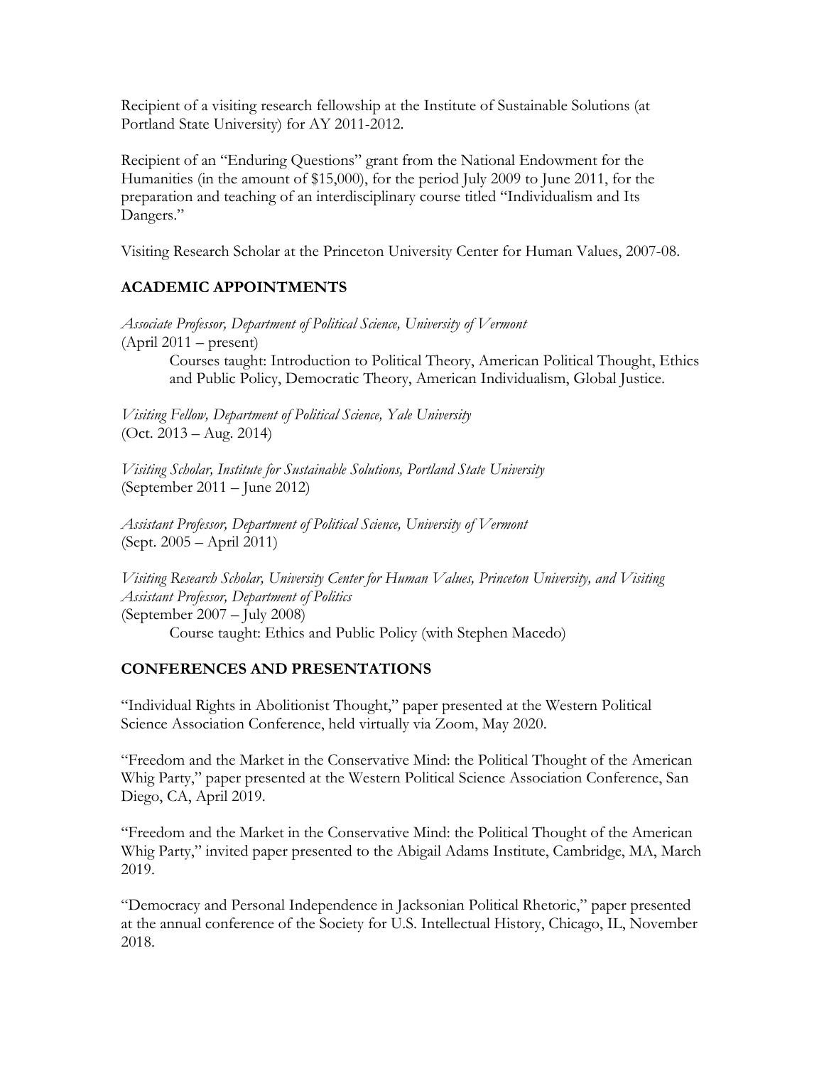Recipient of a visiting research fellowship at the Institute of Sustainable Solutions (at Portland State University) for AY 2011-2012.

Recipient of an "Enduring Questions" grant from the National Endowment for the Humanities (in the amount of $15,000), for the period July 2009 to June 2011, for the preparation and teaching of an interdisciplinary course titled "Individualism and Its Dangers."

Visiting Research Scholar at the Princeton University Center for Human Values, 2007-08.

## ACADEMIC APPOINTMENTS

*Associate Professor, Department of Political Science, University of Vermont*
(April 2011 – present)

Courses taught: Introduction to Political Theory, American Political Thought, Ethics and Public Policy, Democratic Theory, American Individualism, Global Justice.

*Visiting Fellow, Department of Political Science, Yale University*
(Oct. 2013 – Aug. 2014)

*Visiting Scholar, Institute for Sustainable Solutions, Portland State University*
(September 2011 – June 2012)

*Assistant Professor, Department of Political Science, University of Vermont*
(Sept. 2005 – April 2011)

*Visiting Research Scholar, University Center for Human Values, Princeton University, and Visiting Assistant Professor, Department of Politics*
(September 2007 – July 2008)

Course taught: Ethics and Public Policy (with Stephen Macedo)

## CONFERENCES AND PRESENTATIONS

"Individual Rights in Abolitionist Thought," paper presented at the Western Political Science Association Conference, held virtually via Zoom, May 2020.

"Freedom and the Market in the Conservative Mind: the Political Thought of the American Whig Party," paper presented at the Western Political Science Association Conference, San Diego, CA, April 2019.

"Freedom and the Market in the Conservative Mind: the Political Thought of the American Whig Party," invited paper presented to the Abigail Adams Institute, Cambridge, MA, March 2019.

"Democracy and Personal Independence in Jacksonian Political Rhetoric," paper presented at the annual conference of the Society for U.S. Intellectual History, Chicago, IL, November 2018.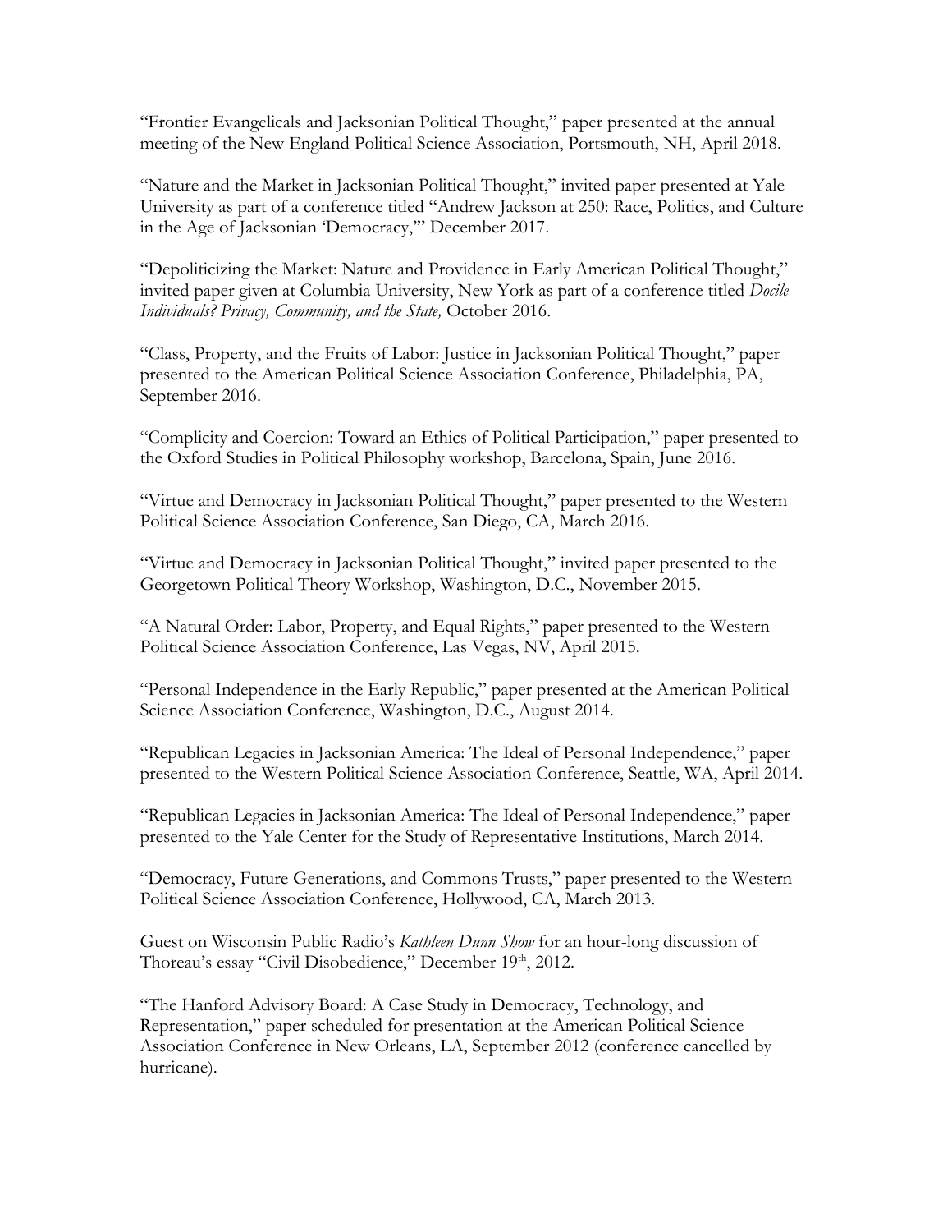"Frontier Evangelicals and Jacksonian Political Thought," paper presented at the annual meeting of the New England Political Science Association, Portsmouth, NH, April 2018.

"Nature and the Market in Jacksonian Political Thought," invited paper presented at Yale University as part of a conference titled "Andrew Jackson at 250: Race, Politics, and Culture in the Age of Jacksonian 'Democracy,'" December 2017.

"Depoliticizing the Market: Nature and Providence in Early American Political Thought," invited paper given at Columbia University, New York as part of a conference titled *Docile Individuals? Privacy, Community, and the State,* October 2016.

"Class, Property, and the Fruits of Labor: Justice in Jacksonian Political Thought," paper presented to the American Political Science Association Conference, Philadelphia, PA, September 2016.

"Complicity and Coercion: Toward an Ethics of Political Participation," paper presented to the Oxford Studies in Political Philosophy workshop, Barcelona, Spain, June 2016.

"Virtue and Democracy in Jacksonian Political Thought," paper presented to the Western Political Science Association Conference, San Diego, CA, March 2016.

"Virtue and Democracy in Jacksonian Political Thought," invited paper presented to the Georgetown Political Theory Workshop, Washington, D.C., November 2015.

"A Natural Order: Labor, Property, and Equal Rights," paper presented to the Western Political Science Association Conference, Las Vegas, NV, April 2015.

"Personal Independence in the Early Republic," paper presented at the American Political Science Association Conference, Washington, D.C., August 2014.

"Republican Legacies in Jacksonian America: The Ideal of Personal Independence," paper presented to the Western Political Science Association Conference, Seattle, WA, April 2014.

"Republican Legacies in Jacksonian America: The Ideal of Personal Independence," paper presented to the Yale Center for the Study of Representative Institutions, March 2014.

"Democracy, Future Generations, and Commons Trusts," paper presented to the Western Political Science Association Conference, Hollywood, CA, March 2013.

Guest on Wisconsin Public Radio's *Kathleen Dunn Show* for an hour-long discussion of Thoreau's essay "Civil Disobedience," December 19th, 2012.

"The Hanford Advisory Board: A Case Study in Democracy, Technology, and Representation," paper scheduled for presentation at the American Political Science Association Conference in New Orleans, LA, September 2012 (conference cancelled by hurricane).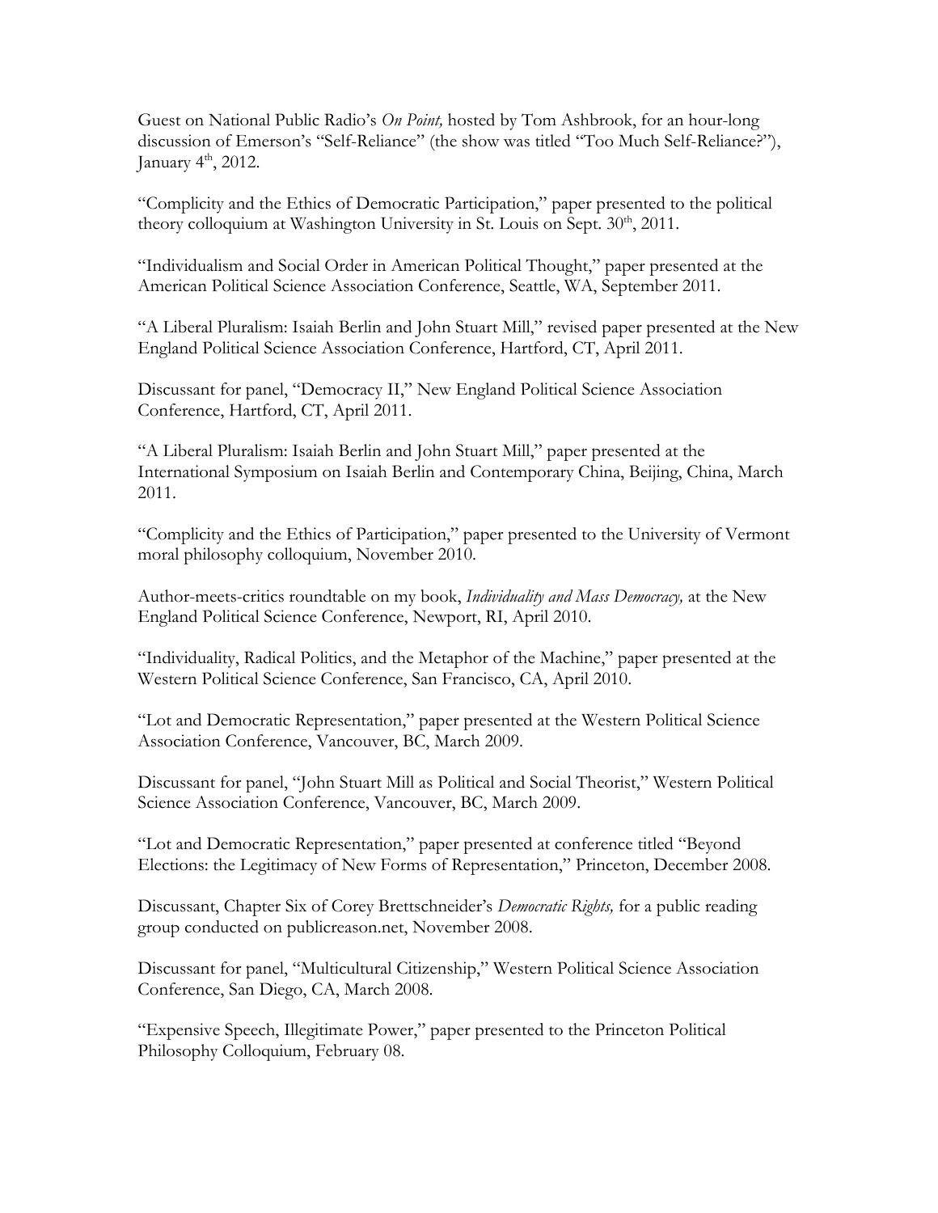Guest on National Public Radio's *On Point,* hosted by Tom Ashbrook, for an hour-long discussion of Emerson's "Self-Reliance" (the show was titled "Too Much Self-Reliance?"), January 4th, 2012.

"Complicity and the Ethics of Democratic Participation," paper presented to the political theory colloquium at Washington University in St. Louis on Sept. 30th, 2011.

"Individualism and Social Order in American Political Thought," paper presented at the American Political Science Association Conference, Seattle, WA, September 2011.

"A Liberal Pluralism: Isaiah Berlin and John Stuart Mill," revised paper presented at the New England Political Science Association Conference, Hartford, CT, April 2011.

Discussant for panel, "Democracy II," New England Political Science Association Conference, Hartford, CT, April 2011.

"A Liberal Pluralism: Isaiah Berlin and John Stuart Mill," paper presented at the International Symposium on Isaiah Berlin and Contemporary China, Beijing, China, March 2011.

"Complicity and the Ethics of Participation," paper presented to the University of Vermont moral philosophy colloquium, November 2010.

Author-meets-critics roundtable on my book, *Individuality and Mass Democracy,* at the New England Political Science Conference, Newport, RI, April 2010.

"Individuality, Radical Politics, and the Metaphor of the Machine," paper presented at the Western Political Science Conference, San Francisco, CA, April 2010.

"Lot and Democratic Representation," paper presented at the Western Political Science Association Conference, Vancouver, BC, March 2009.

Discussant for panel, "John Stuart Mill as Political and Social Theorist," Western Political Science Association Conference, Vancouver, BC, March 2009.

"Lot and Democratic Representation," paper presented at conference titled "Beyond Elections: the Legitimacy of New Forms of Representation," Princeton, December 2008.

Discussant, Chapter Six of Corey Brettschneider's *Democratic Rights,* for a public reading group conducted on publicreason.net, November 2008.

Discussant for panel, "Multicultural Citizenship," Western Political Science Association Conference, San Diego, CA, March 2008.

"Expensive Speech, Illegitimate Power," paper presented to the Princeton Political Philosophy Colloquium, February 08.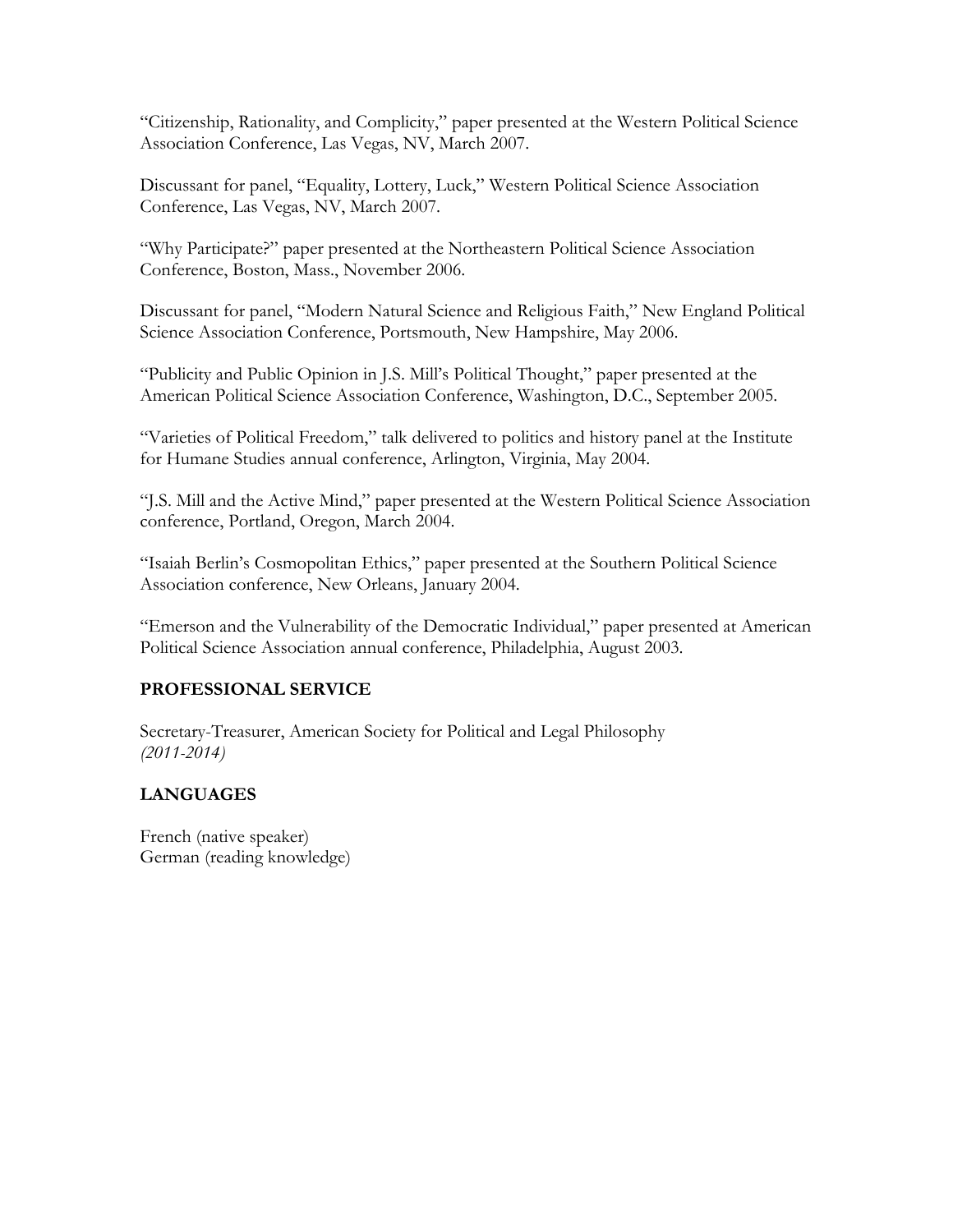"Citizenship, Rationality, and Complicity," paper presented at the Western Political Science Association Conference, Las Vegas, NV, March 2007.

Discussant for panel, "Equality, Lottery, Luck," Western Political Science Association Conference, Las Vegas, NV, March 2007.

"Why Participate?" paper presented at the Northeastern Political Science Association Conference, Boston, Mass., November 2006.

Discussant for panel, "Modern Natural Science and Religious Faith," New England Political Science Association Conference, Portsmouth, New Hampshire, May 2006.

"Publicity and Public Opinion in J.S. Mill's Political Thought," paper presented at the American Political Science Association Conference, Washington, D.C., September 2005.

"Varieties of Political Freedom," talk delivered to politics and history panel at the Institute for Humane Studies annual conference, Arlington, Virginia, May 2004.

"J.S. Mill and the Active Mind," paper presented at the Western Political Science Association conference, Portland, Oregon, March 2004.

"Isaiah Berlin's Cosmopolitan Ethics," paper presented at the Southern Political Science Association conference, New Orleans, January 2004.

"Emerson and the Vulnerability of the Democratic Individual," paper presented at American Political Science Association annual conference, Philadelphia, August 2003.

## PROFESSIONAL SERVICE

Secretary-Treasurer, American Society for Political and Legal Philosophy
*(2011-2014)*

## LANGUAGES

French (native speaker)
German (reading knowledge)